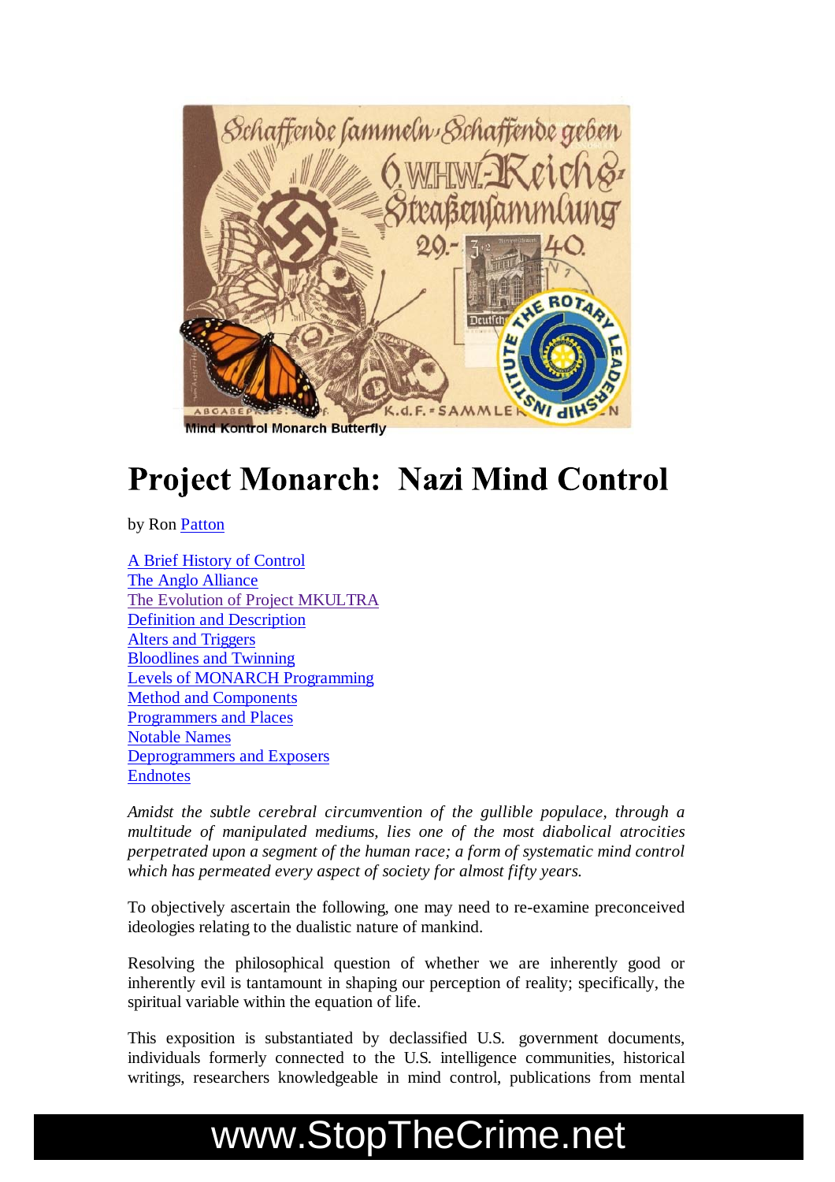Mind Kontrol Monarch Butterfly

# Project Monarch: Nazi Mind Control

by Ron Patton

- A Brief History of Control
- The Anglo Alliance
- The Evolution of Project MKULTRA
- Definition and Description
- Alters and Triggers
- Bloodlines and Twinning
- Levels of MONARCH Programming
- Method and Components
- Programmers and Places
- Notable Names
- Deprogrammers and Exposers
- Endnotes

*Amidst the subtle cerebral circumvention of the gullible populace, through a multitude of manipulated mediums, lies one of the most diabolical atrocities perpetrated upon a segment of the human race; a form of systematic mind control which has permeated every aspect of society for almost fifty years.*

To objectively ascertain the following, one may need to re-examine preconceived ideologies relating to the dualistic nature of mankind.

Resolving the philosophical question of whether we are inherently good or inherently evil is tantamount in shaping our perception of reality; specifically, the spiritual variable within the equation of life.

This exposition is substantiated by declassified U.S. government documents, individuals formerly connected to the U.S. intelligence communities, historical writings, researchers knowledgeable in mind control, publications from mental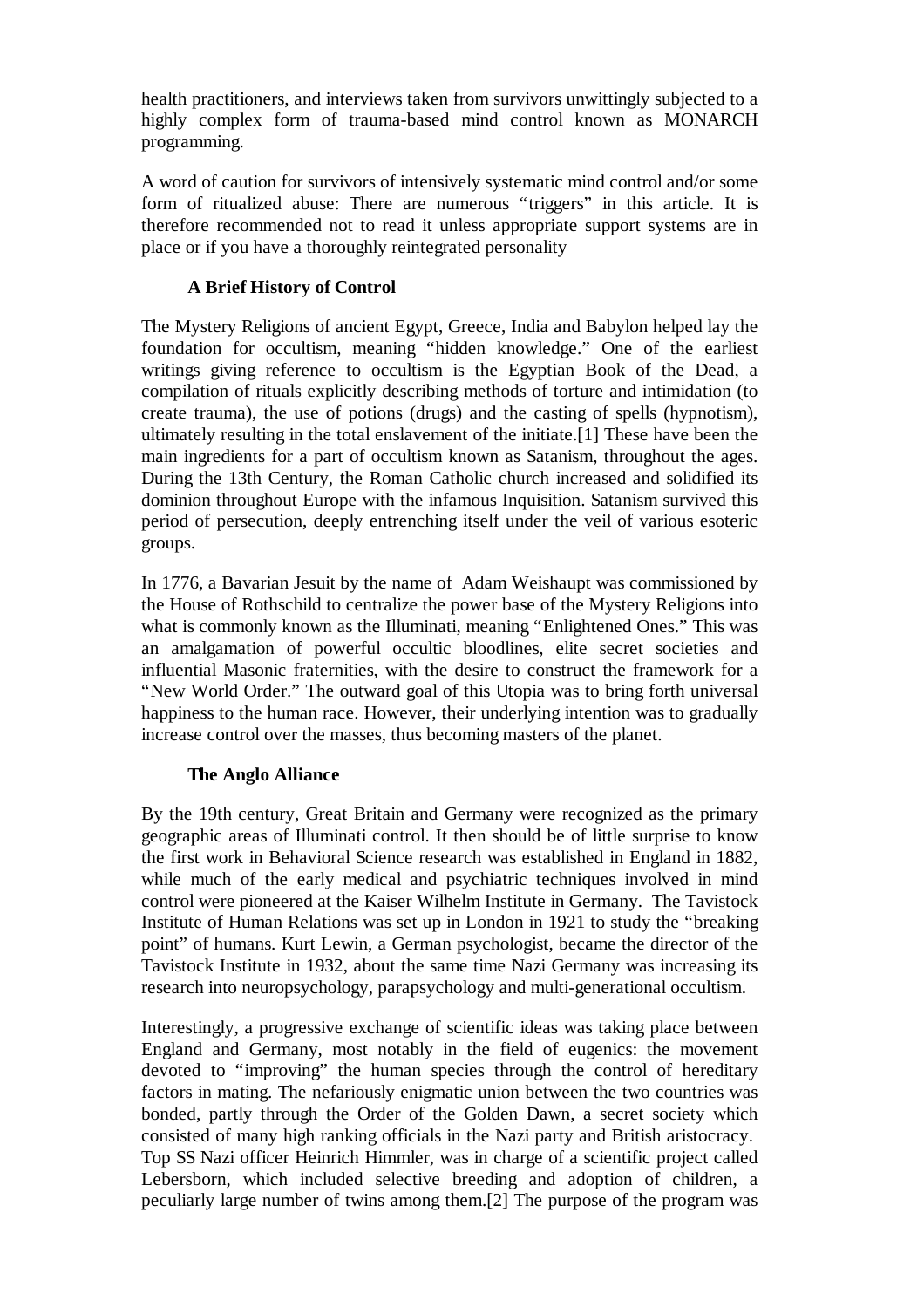health practitioners, and interviews taken from survivors unwittingly subjected to a highly complex form of trauma-based mind control known as MONARCH programming.

A word of caution for survivors of intensively systematic mind control and/or some form of ritualized abuse: There are numerous "triggers" in this article. It is therefore recommended not to read it unless appropriate support systems are in place or if you have a thoroughly reintegrated personality

**A Brief History of Control**

The Mystery Religions of ancient Egypt, Greece, India and Babylon helped lay the foundation for occultism, meaning "hidden knowledge." One of the earliest writings giving reference to occultism is the Egyptian Book of the Dead, a compilation of rituals explicitly describing methods of torture and intimidation (to create trauma), the use of potions (drugs) and the casting of spells (hypnotism), ultimately resulting in the total enslavement of the initiate.[1] These have been the main ingredients for a part of occultism known as Satanism, throughout the ages. During the 13th Century, the Roman Catholic church increased and solidified its dominion throughout Europe with the infamous Inquisition. Satanism survived this period of persecution, deeply entrenching itself under the veil of various esoteric groups.

In 1776, a Bavarian Jesuit by the name of Adam Weishaupt was commissioned by the House of Rothschild to centralize the power base of the Mystery Religions into what is commonly known as the Illuminati, meaning "Enlightened Ones." This was an amalgamation of powerful occultic bloodlines, elite secret societies and influential Masonic fraternities, with the desire to construct the framework for a "New World Order." The outward goal of this Utopia was to bring forth universal happiness to the human race. However, their underlying intention was to gradually increase control over the masses, thus becoming masters of the planet.

**The Anglo Alliance**

By the 19th century, Great Britain and Germany were recognized as the primary geographic areas of Illuminati control. It then should be of little surprise to know the first work in Behavioral Science research was established in England in 1882, while much of the early medical and psychiatric techniques involved in mind control were pioneered at the Kaiser Wilhelm Institute in Germany. The Tavistock Institute of Human Relations was set up in London in 1921 to study the "breaking point" of humans. Kurt Lewin, a German psychologist, became the director of the Tavistock Institute in 1932, about the same time Nazi Germany was increasing its research into neuropsychology, parapsychology and multi-generational occultism.

Interestingly, a progressive exchange of scientific ideas was taking place between England and Germany, most notably in the field of eugenics: the movement devoted to "improving" the human species through the control of hereditary factors in mating. The nefariously enigmatic union between the two countries was bonded, partly through the Order of the Golden Dawn, a secret society which consisted of many high ranking officials in the Nazi party and British aristocracy. Top SS Nazi officer Heinrich Himmler, was in charge of a scientific project called Lebersborn, which included selective breeding and adoption of children, a peculiarly large number of twins among them.[2] The purpose of the program was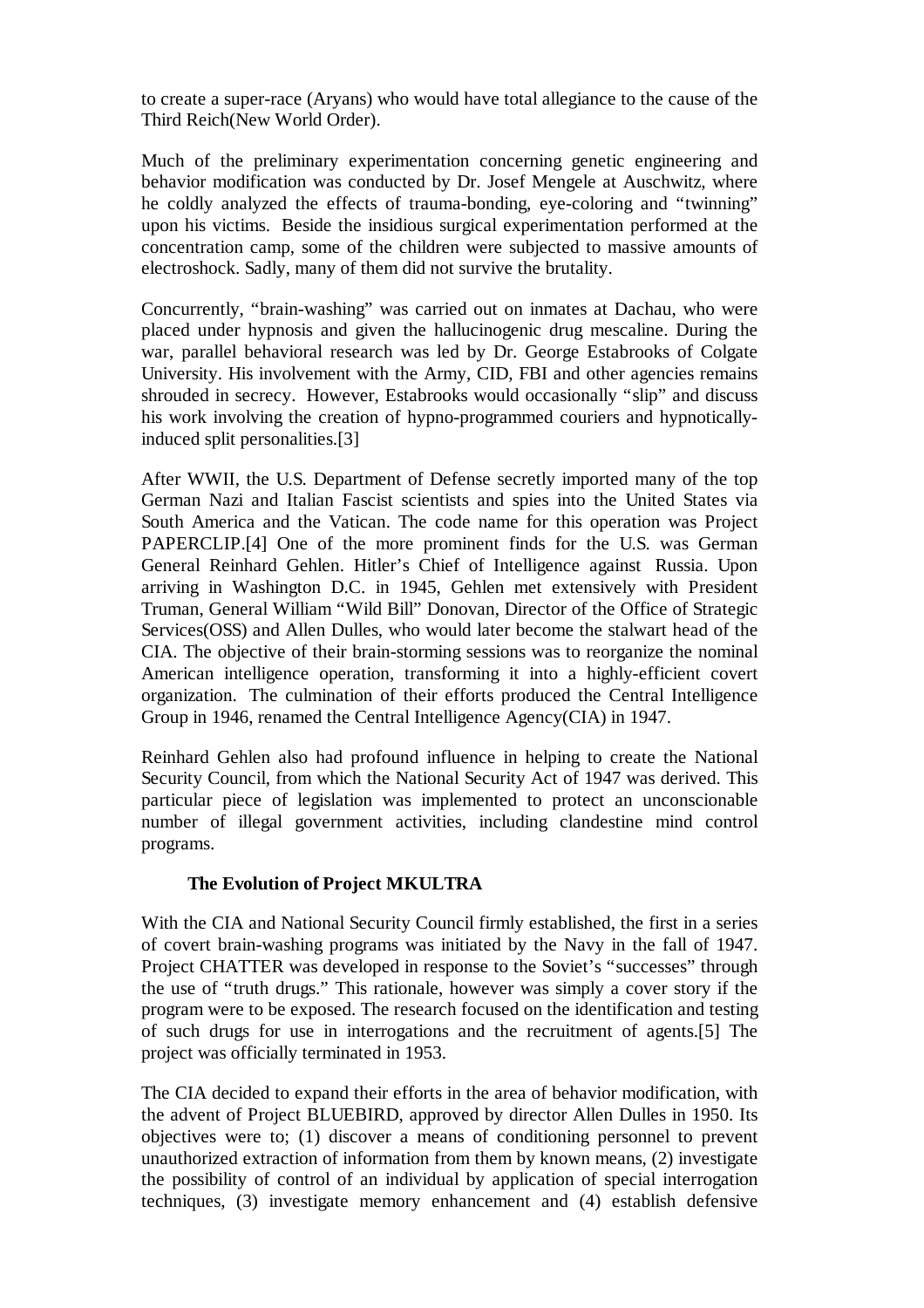to create a super-race (Aryans) who would have total allegiance to the cause of the Third Reich(New World Order).

Much of the preliminary experimentation concerning genetic engineering and behavior modification was conducted by Dr. Josef Mengele at Auschwitz, where he coldly analyzed the effects of trauma-bonding, eye-coloring and "twinning" upon his victims. Beside the insidious surgical experimentation performed at the concentration camp, some of the children were subjected to massive amounts of electroshock. Sadly, many of them did not survive the brutality.

Concurrently, "brain-washing" was carried out on inmates at Dachau, who were placed under hypnosis and given the hallucinogenic drug mescaline. During the war, parallel behavioral research was led by Dr. George Estabrooks of Colgate University. His involvement with the Army, CID, FBI and other agencies remains shrouded in secrecy. However, Estabrooks would occasionally "slip" and discuss his work involving the creation of hypno-programmed couriers and hypnotically-induced split personalities.[3]

After WWII, the U.S. Department of Defense secretly imported many of the top German Nazi and Italian Fascist scientists and spies into the United States via South America and the Vatican. The code name for this operation was Project PAPERCLIP.[4] One of the more prominent finds for the U.S. was German General Reinhard Gehlen. Hitler's Chief of Intelligence against Russia. Upon arriving in Washington D.C. in 1945, Gehlen met extensively with President Truman, General William "Wild Bill" Donovan, Director of the Office of Strategic Services(OSS) and Allen Dulles, who would later become the stalwart head of the CIA. The objective of their brain-storming sessions was to reorganize the nominal American intelligence operation, transforming it into a highly-efficient covert organization. The culmination of their efforts produced the Central Intelligence Group in 1946, renamed the Central Intelligence Agency(CIA) in 1947.

Reinhard Gehlen also had profound influence in helping to create the National Security Council, from which the National Security Act of 1947 was derived. This particular piece of legislation was implemented to protect an unconscionable number of illegal government activities, including clandestine mind control programs.

### The Evolution of Project MKULTRA

With the CIA and National Security Council firmly established, the first in a series of covert brain-washing programs was initiated by the Navy in the fall of 1947. Project CHATTER was developed in response to the Soviet's "successes" through the use of "truth drugs." This rationale, however was simply a cover story if the program were to be exposed. The research focused on the identification and testing of such drugs for use in interrogations and the recruitment of agents.[5] The project was officially terminated in 1953.

The CIA decided to expand their efforts in the area of behavior modification, with the advent of Project BLUEBIRD, approved by director Allen Dulles in 1950. Its objectives were to; (1) discover a means of conditioning personnel to prevent unauthorized extraction of information from them by known means, (2) investigate the possibility of control of an individual by application of special interrogation techniques, (3) investigate memory enhancement and (4) establish defensive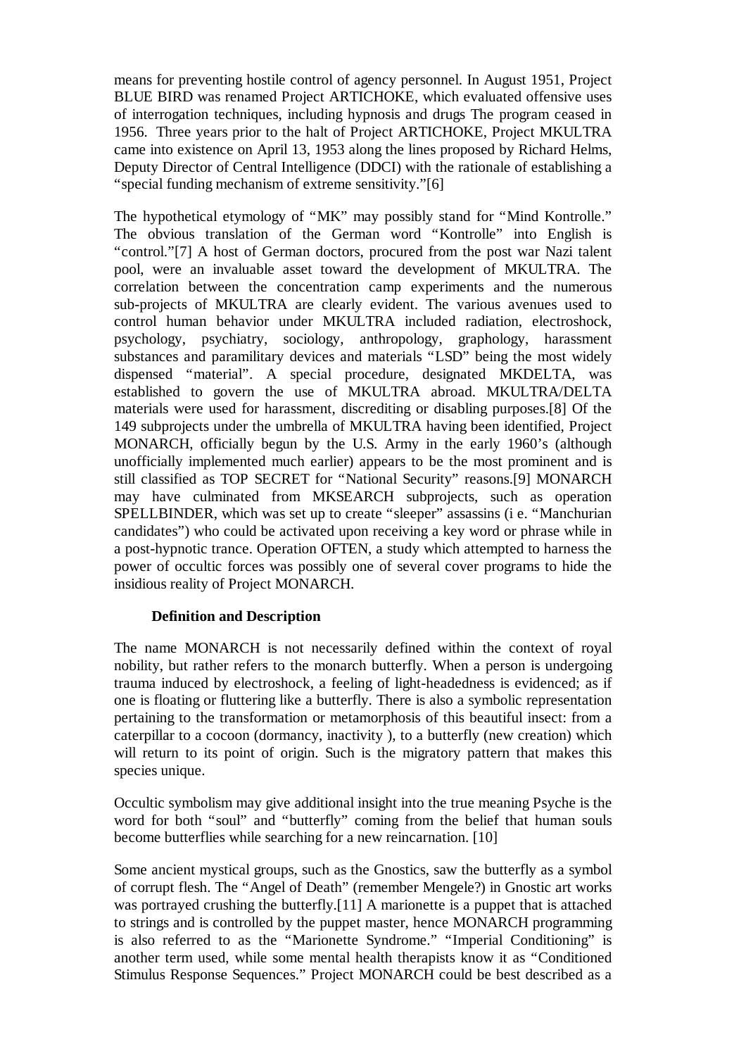means for preventing hostile control of agency personnel. In August 1951, Project BLUE BIRD was renamed Project ARTICHOKE, which evaluated offensive uses of interrogation techniques, including hypnosis and drugs The program ceased in 1956. Three years prior to the halt of Project ARTICHOKE, Project MKULTRA came into existence on April 13, 1953 along the lines proposed by Richard Helms, Deputy Director of Central Intelligence (DDCI) with the rationale of establishing a "special funding mechanism of extreme sensitivity."[6]

The hypothetical etymology of "MK" may possibly stand for "Mind Kontrolle." The obvious translation of the German word "Kontrolle" into English is "control."[7] A host of German doctors, procured from the post war Nazi talent pool, were an invaluable asset toward the development of MKULTRA. The correlation between the concentration camp experiments and the numerous sub-projects of MKULTRA are clearly evident. The various avenues used to control human behavior under MKULTRA included radiation, electroshock, psychology, psychiatry, sociology, anthropology, graphology, harassment substances and paramilitary devices and materials "LSD" being the most widely dispensed "material". A special procedure, designated MKDELTA, was established to govern the use of MKULTRA abroad. MKULTRA/DELTA materials were used for harassment, discrediting or disabling purposes.[8] Of the 149 subprojects under the umbrella of MKULTRA having been identified, Project MONARCH, officially begun by the U.S. Army in the early 1960's (although unofficially implemented much earlier) appears to be the most prominent and is still classified as TOP SECRET for "National Security" reasons.[9] MONARCH may have culminated from MKSEARCH subprojects, such as operation SPELLBINDER, which was set up to create "sleeper" assassins (i e. "Manchurian candidates") who could be activated upon receiving a key word or phrase while in a post-hypnotic trance. Operation OFTEN, a study which attempted to harness the power of occultic forces was possibly one of several cover programs to hide the insidious reality of Project MONARCH.

## Definition and Description

The name MONARCH is not necessarily defined within the context of royal nobility, but rather refers to the monarch butterfly. When a person is undergoing trauma induced by electroshock, a feeling of light-headedness is evidenced; as if one is floating or fluttering like a butterfly. There is also a symbolic representation pertaining to the transformation or metamorphosis of this beautiful insect: from a caterpillar to a cocoon (dormancy, inactivity ), to a butterfly (new creation) which will return to its point of origin. Such is the migratory pattern that makes this species unique.

Occultic symbolism may give additional insight into the true meaning Psyche is the word for both "soul" and "butterfly" coming from the belief that human souls become butterflies while searching for a new reincarnation. [10]

Some ancient mystical groups, such as the Gnostics, saw the butterfly as a symbol of corrupt flesh. The "Angel of Death" (remember Mengele?) in Gnostic art works was portrayed crushing the butterfly.[11] A marionette is a puppet that is attached to strings and is controlled by the puppet master, hence MONARCH programming is also referred to as the "Marionette Syndrome." "Imperial Conditioning" is another term used, while some mental health therapists know it as "Conditioned Stimulus Response Sequences." Project MONARCH could be best described as a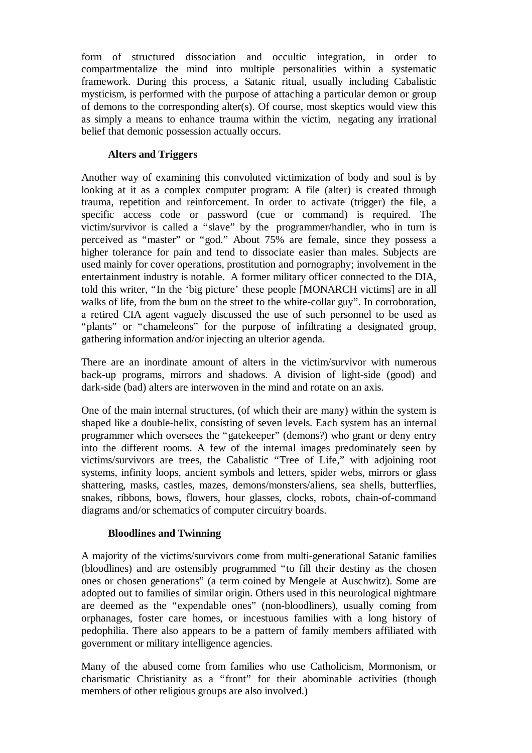form of structured dissociation and occultic integration, in order to compartmentalize the mind into multiple personalities within a systematic framework. During this process, a Satanic ritual, usually including Cabalistic mysticism, is performed with the purpose of attaching a particular demon or group of demons to the corresponding alter(s). Of course, most skeptics would view this as simply a means to enhance trauma within the victim, negating any irrational belief that demonic possession actually occurs.

### Alters and Triggers

Another way of examining this convoluted victimization of body and soul is by looking at it as a complex computer program: A file (alter) is created through trauma, repetition and reinforcement. In order to activate (trigger) the file, a specific access code or password (cue or command) is required. The victim/survivor is called a "slave" by the programmer/handler, who in turn is perceived as "master" or "god." About 75% are female, since they possess a higher tolerance for pain and tend to dissociate easier than males. Subjects are used mainly for cover operations, prostitution and pornography; involvement in the entertainment industry is notable. A former military officer connected to the DIA, told this writer, "In the 'big picture' these people [MONARCH victims] are in all walks of life, from the bum on the street to the white-collar guy". In corroboration, a retired CIA agent vaguely discussed the use of such personnel to be used as "plants" or "chameleons" for the purpose of infiltrating a designated group, gathering information and/or injecting an ulterior agenda.

There are an inordinate amount of alters in the victim/survivor with numerous back-up programs, mirrors and shadows. A division of light-side (good) and dark-side (bad) alters are interwoven in the mind and rotate on an axis.

One of the main internal structures, (of which their are many) within the system is shaped like a double-helix, consisting of seven levels. Each system has an internal programmer which oversees the "gatekeeper" (demons?) who grant or deny entry into the different rooms. A few of the internal images predominately seen by victims/survivors are trees, the Cabalistic "Tree of Life," with adjoining root systems, infinity loops, ancient symbols and letters, spider webs, mirrors or glass shattering, masks, castles, mazes, demons/monsters/aliens, sea shells, butterflies, snakes, ribbons, bows, flowers, hour glasses, clocks, robots, chain-of-command diagrams and/or schematics of computer circuitry boards.

### Bloodlines and Twinning

A majority of the victims/survivors come from multi-generational Satanic families (bloodlines) and are ostensibly programmed "to fill their destiny as the chosen ones or chosen generations" (a term coined by Mengele at Auschwitz). Some are adopted out to families of similar origin. Others used in this neurological nightmare are deemed as the "expendable ones" (non-bloodliners), usually coming from orphanages, foster care homes, or incestuous families with a long history of pedophilia. There also appears to be a pattern of family members affiliated with government or military intelligence agencies.

Many of the abused come from families who use Catholicism, Mormonism, or charismatic Christianity as a "front" for their abominable activities (though members of other religious groups are also involved.)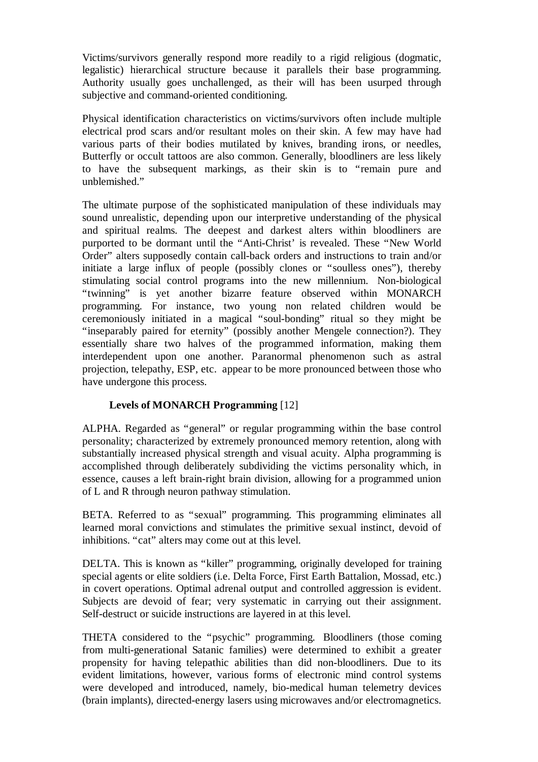Victims/survivors generally respond more readily to a rigid religious (dogmatic, legalistic) hierarchical structure because it parallels their base programming. Authority usually goes unchallenged, as their will has been usurped through subjective and command-oriented conditioning.

Physical identification characteristics on victims/survivors often include multiple electrical prod scars and/or resultant moles on their skin. A few may have had various parts of their bodies mutilated by knives, branding irons, or needles, Butterfly or occult tattoos are also common. Generally, bloodliners are less likely to have the subsequent markings, as their skin is to "remain pure and unblemished."

The ultimate purpose of the sophisticated manipulation of these individuals may sound unrealistic, depending upon our interpretive understanding of the physical and spiritual realms. The deepest and darkest alters within bloodliners are purported to be dormant until the "Anti-Christ' is revealed. These "New World Order" alters supposedly contain call-back orders and instructions to train and/or initiate a large influx of people (possibly clones or "soulless ones"), thereby stimulating social control programs into the new millennium. Non-biological "twinning" is yet another bizarre feature observed within MONARCH programming. For instance, two young non related children would be ceremoniously initiated in a magical "soul-bonding" ritual so they might be "inseparably paired for eternity" (possibly another Mengele connection?). They essentially share two halves of the programmed information, making them interdependent upon one another. Paranormal phenomenon such as astral projection, telepathy, ESP, etc. appear to be more pronounced between those who have undergone this process.

**Levels of MONARCH Programming** [12]

ALPHA. Regarded as "general" or regular programming within the base control personality; characterized by extremely pronounced memory retention, along with substantially increased physical strength and visual acuity. Alpha programming is accomplished through deliberately subdividing the victims personality which, in essence, causes a left brain-right brain division, allowing for a programmed union of L and R through neuron pathway stimulation.

BETA. Referred to as "sexual" programming. This programming eliminates all learned moral convictions and stimulates the primitive sexual instinct, devoid of inhibitions. "cat" alters may come out at this level.

DELTA. This is known as "killer" programming, originally developed for training special agents or elite soldiers (i.e. Delta Force, First Earth Battalion, Mossad, etc.) in covert operations. Optimal adrenal output and controlled aggression is evident. Subjects are devoid of fear; very systematic in carrying out their assignment. Self-destruct or suicide instructions are layered in at this level.

THETA considered to the "psychic" programming. Bloodliners (those coming from multi-generational Satanic families) were determined to exhibit a greater propensity for having telepathic abilities than did non-bloodliners. Due to its evident limitations, however, various forms of electronic mind control systems were developed and introduced, namely, bio-medical human telemetry devices (brain implants), directed-energy lasers using microwaves and/or electromagnetics.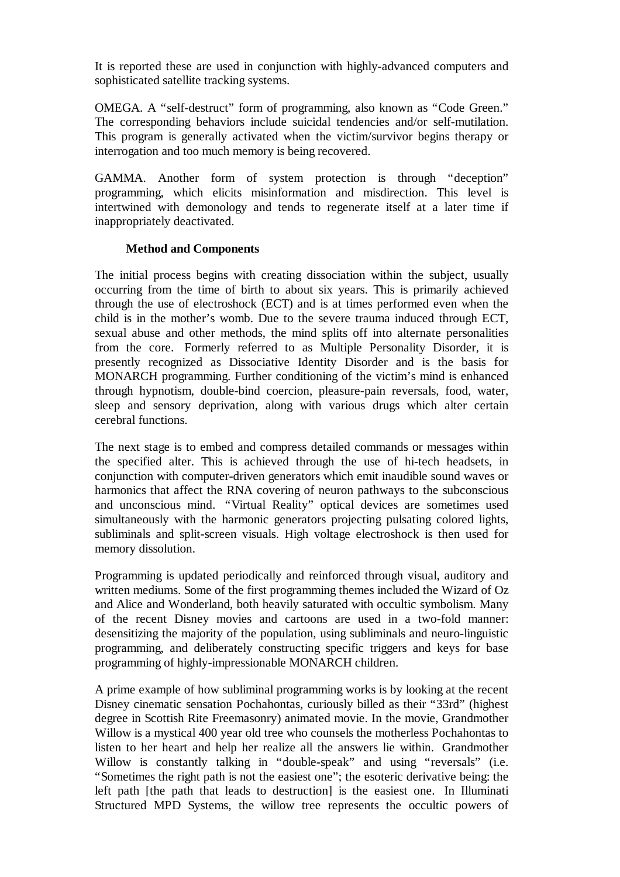It is reported these are used in conjunction with highly-advanced computers and sophisticated satellite tracking systems.

OMEGA. A "self-destruct" form of programming, also known as "Code Green." The corresponding behaviors include suicidal tendencies and/or self-mutilation. This program is generally activated when the victim/survivor begins therapy or interrogation and too much memory is being recovered.

GAMMA. Another form of system protection is through "deception" programming, which elicits misinformation and misdirection. This level is intertwined with demonology and tends to regenerate itself at a later time if inappropriately deactivated.

**Method and Components**

The initial process begins with creating dissociation within the subject, usually occurring from the time of birth to about six years. This is primarily achieved through the use of electroshock (ECT) and is at times performed even when the child is in the mother's womb. Due to the severe trauma induced through ECT, sexual abuse and other methods, the mind splits off into alternate personalities from the core. Formerly referred to as Multiple Personality Disorder, it is presently recognized as Dissociative Identity Disorder and is the basis for MONARCH programming. Further conditioning of the victim's mind is enhanced through hypnotism, double-bind coercion, pleasure-pain reversals, food, water, sleep and sensory deprivation, along with various drugs which alter certain cerebral functions.

The next stage is to embed and compress detailed commands or messages within the specified alter. This is achieved through the use of hi-tech headsets, in conjunction with computer-driven generators which emit inaudible sound waves or harmonics that affect the RNA covering of neuron pathways to the subconscious and unconscious mind. "Virtual Reality" optical devices are sometimes used simultaneously with the harmonic generators projecting pulsating colored lights, subliminals and split-screen visuals. High voltage electroshock is then used for memory dissolution.

Programming is updated periodically and reinforced through visual, auditory and written mediums. Some of the first programming themes included the Wizard of Oz and Alice and Wonderland, both heavily saturated with occultic symbolism. Many of the recent Disney movies and cartoons are used in a two-fold manner: desensitizing the majority of the population, using subliminals and neuro-linguistic programming, and deliberately constructing specific triggers and keys for base programming of highly-impressionable MONARCH children.

A prime example of how subliminal programming works is by looking at the recent Disney cinematic sensation Pochahontas, curiously billed as their "33rd" (highest degree in Scottish Rite Freemasonry) animated movie. In the movie, Grandmother Willow is a mystical 400 year old tree who counsels the motherless Pochahontas to listen to her heart and help her realize all the answers lie within. Grandmother Willow is constantly talking in "double-speak" and using "reversals" (i.e. "Sometimes the right path is not the easiest one"; the esoteric derivative being: the left path [the path that leads to destruction] is the easiest one. In Illuminati Structured MPD Systems, the willow tree represents the occultic powers of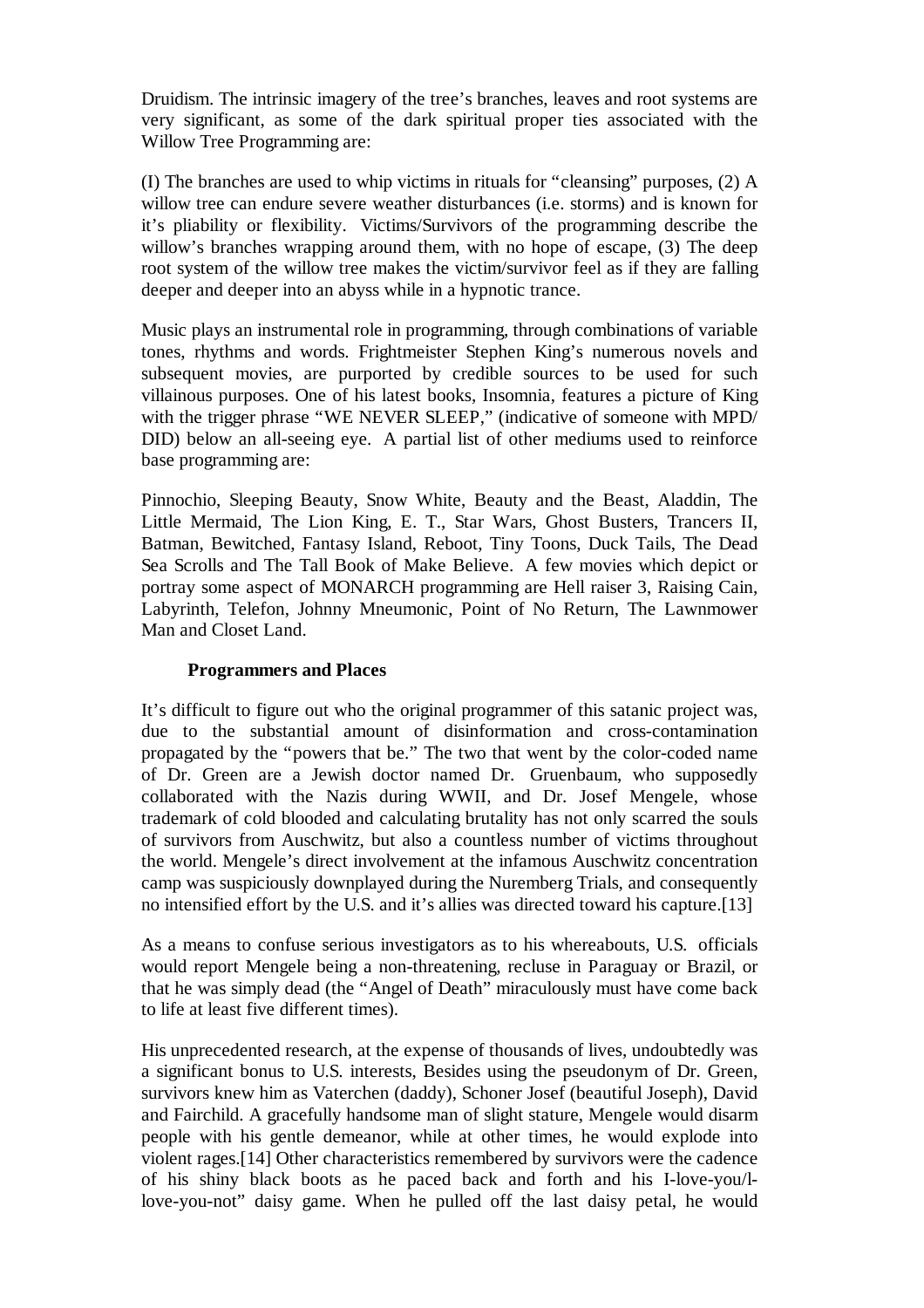Druidism. The intrinsic imagery of the tree's branches, leaves and root systems are very significant, as some of the dark spiritual proper ties associated with the Willow Tree Programming are:

(I) The branches are used to whip victims in rituals for "cleansing" purposes, (2) A willow tree can endure severe weather disturbances (i.e. storms) and is known for it's pliability or flexibility. Victims/Survivors of the programming describe the willow's branches wrapping around them, with no hope of escape, (3) The deep root system of the willow tree makes the victim/survivor feel as if they are falling deeper and deeper into an abyss while in a hypnotic trance.

Music plays an instrumental role in programming, through combinations of variable tones, rhythms and words. Frightmeister Stephen King's numerous novels and subsequent movies, are purported by credible sources to be used for such villainous purposes. One of his latest books, Insomnia, features a picture of King with the trigger phrase "WE NEVER SLEEP," (indicative of someone with MPD/ DID) below an all-seeing eye. A partial list of other mediums used to reinforce base programming are:

Pinnochio, Sleeping Beauty, Snow White, Beauty and the Beast, Aladdin, The Little Mermaid, The Lion King, E. T., Star Wars, Ghost Busters, Trancers II, Batman, Bewitched, Fantasy Island, Reboot, Tiny Toons, Duck Tails, The Dead Sea Scrolls and The Tall Book of Make Believe. A few movies which depict or portray some aspect of MONARCH programming are Hell raiser 3, Raising Cain, Labyrinth, Telefon, Johnny Mneumonic, Point of No Return, The Lawnmower Man and Closet Land.

**Programmers and Places**

It's difficult to figure out who the original programmer of this satanic project was, due to the substantial amount of disinformation and cross-contamination propagated by the "powers that be." The two that went by the color-coded name of Dr. Green are a Jewish doctor named Dr. Gruenbaum, who supposedly collaborated with the Nazis during WWII, and Dr. Josef Mengele, whose trademark of cold blooded and calculating brutality has not only scarred the souls of survivors from Auschwitz, but also a countless number of victims throughout the world. Mengele's direct involvement at the infamous Auschwitz concentration camp was suspiciously downplayed during the Nuremberg Trials, and consequently no intensified effort by the U.S. and it's allies was directed toward his capture.[13]

As a means to confuse serious investigators as to his whereabouts, U.S. officials would report Mengele being a non-threatening, recluse in Paraguay or Brazil, or that he was simply dead (the "Angel of Death" miraculously must have come back to life at least five different times).

His unprecedented research, at the expense of thousands of lives, undoubtedly was a significant bonus to U.S. interests, Besides using the pseudonym of Dr. Green, survivors knew him as Vaterchen (daddy), Schoner Josef (beautiful Joseph), David and Fairchild. A gracefully handsome man of slight stature, Mengele would disarm people with his gentle demeanor, while at other times, he would explode into violent rages.[14] Other characteristics remembered by survivors were the cadence of his shiny black boots as he paced back and forth and his I-love-you/I-love-you-not" daisy game. When he pulled off the last daisy petal, he would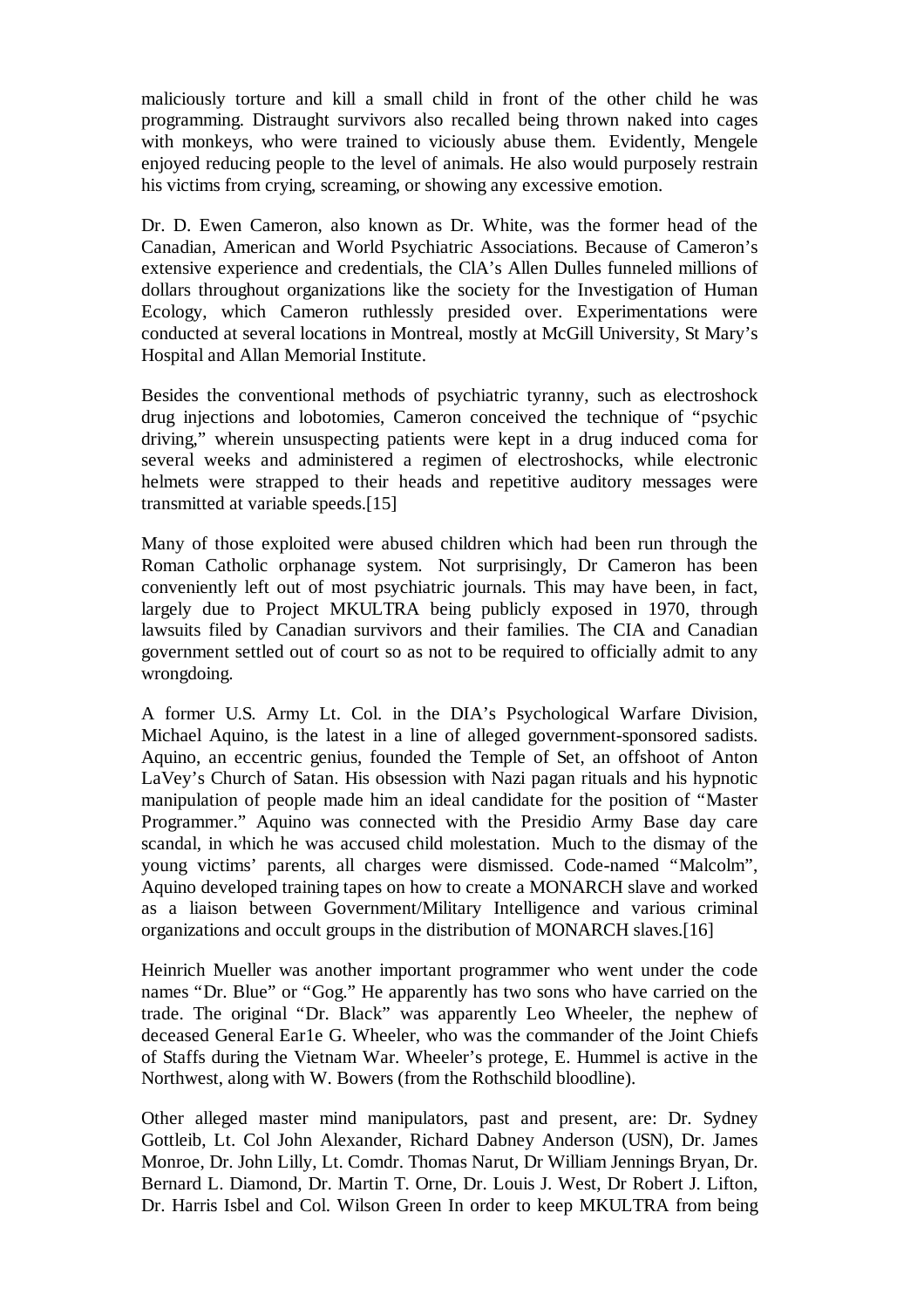maliciously torture and kill a small child in front of the other child he was programming. Distraught survivors also recalled being thrown naked into cages with monkeys, who were trained to viciously abuse them. Evidently, Mengele enjoyed reducing people to the level of animals. He also would purposely restrain his victims from crying, screaming, or showing any excessive emotion.

Dr. D. Ewen Cameron, also known as Dr. White, was the former head of the Canadian, American and World Psychiatric Associations. Because of Cameron's extensive experience and credentials, the ClA's Allen Dulles funneled millions of dollars throughout organizations like the society for the Investigation of Human Ecology, which Cameron ruthlessly presided over. Experimentations were conducted at several locations in Montreal, mostly at McGill University, St Mary's Hospital and Allan Memorial Institute.

Besides the conventional methods of psychiatric tyranny, such as electroshock drug injections and lobotomies, Cameron conceived the technique of "psychic driving," wherein unsuspecting patients were kept in a drug induced coma for several weeks and administered a regimen of electroshocks, while electronic helmets were strapped to their heads and repetitive auditory messages were transmitted at variable speeds.[15]

Many of those exploited were abused children which had been run through the Roman Catholic orphanage system. Not surprisingly, Dr Cameron has been conveniently left out of most psychiatric journals. This may have been, in fact, largely due to Project MKULTRA being publicly exposed in 1970, through lawsuits filed by Canadian survivors and their families. The CIA and Canadian government settled out of court so as not to be required to officially admit to any wrongdoing.

A former U.S. Army Lt. Col. in the DIA's Psychological Warfare Division, Michael Aquino, is the latest in a line of alleged government-sponsored sadists. Aquino, an eccentric genius, founded the Temple of Set, an offshoot of Anton LaVey's Church of Satan. His obsession with Nazi pagan rituals and his hypnotic manipulation of people made him an ideal candidate for the position of "Master Programmer." Aquino was connected with the Presidio Army Base day care scandal, in which he was accused child molestation. Much to the dismay of the young victims' parents, all charges were dismissed. Code-named "Malcolm", Aquino developed training tapes on how to create a MONARCH slave and worked as a liaison between Government/Military Intelligence and various criminal organizations and occult groups in the distribution of MONARCH slaves.[16]

Heinrich Mueller was another important programmer who went under the code names "Dr. Blue" or "Gog." He apparently has two sons who have carried on the trade. The original "Dr. Black" was apparently Leo Wheeler, the nephew of deceased General Ear1e G. Wheeler, who was the commander of the Joint Chiefs of Staffs during the Vietnam War. Wheeler's protege, E. Hummel is active in the Northwest, along with W. Bowers (from the Rothschild bloodline).

Other alleged master mind manipulators, past and present, are: Dr. Sydney Gottleib, Lt. Col John Alexander, Richard Dabney Anderson (USN), Dr. James Monroe, Dr. John Lilly, Lt. Comdr. Thomas Narut, Dr William Jennings Bryan, Dr. Bernard L. Diamond, Dr. Martin T. Orne, Dr. Louis J. West, Dr Robert J. Lifton, Dr. Harris Isbel and Col. Wilson Green In order to keep MKULTRA from being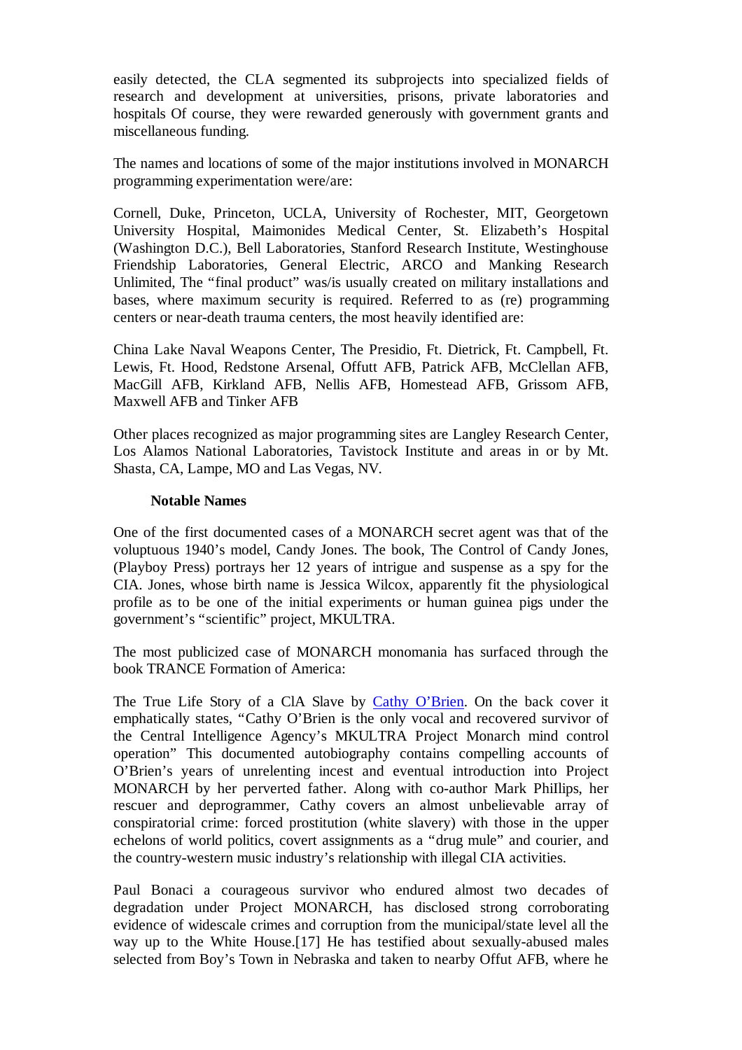easily detected, the CLA segmented its subprojects into specialized fields of research and development at universities, prisons, private laboratories and hospitals Of course, they were rewarded generously with government grants and miscellaneous funding.

The names and locations of some of the major institutions involved in MONARCH programming experimentation were/are:

Cornell, Duke, Princeton, UCLA, University of Rochester, MIT, Georgetown University Hospital, Maimonides Medical Center, St. Elizabeth's Hospital (Washington D.C.), Bell Laboratories, Stanford Research Institute, Westinghouse Friendship Laboratories, General Electric, ARCO and Manking Research Unlimited, The "final product" was/is usually created on military installations and bases, where maximum security is required. Referred to as (re) programming centers or near-death trauma centers, the most heavily identified are:

China Lake Naval Weapons Center, The Presidio, Ft. Dietrick, Ft. Campbell, Ft. Lewis, Ft. Hood, Redstone Arsenal, Offutt AFB, Patrick AFB, McClellan AFB, MacGill AFB, Kirkland AFB, Nellis AFB, Homestead AFB, Grissom AFB, Maxwell AFB and Tinker AFB

Other places recognized as major programming sites are Langley Research Center, Los Alamos National Laboratories, Tavistock Institute and areas in or by Mt. Shasta, CA, Lampe, MO and Las Vegas, NV.

**Notable Names**

One of the first documented cases of a MONARCH secret agent was that of the voluptuous 1940's model, Candy Jones. The book, The Control of Candy Jones, (Playboy Press) portrays her 12 years of intrigue and suspense as a spy for the CIA. Jones, whose birth name is Jessica Wilcox, apparently fit the physiological profile as to be one of the initial experiments or human guinea pigs under the government's "scientific" project, MKULTRA.

The most publicized case of MONARCH monomania has surfaced through the book TRANCE Formation of America:

The True Life Story of a ClA Slave by Cathy O'Brien. On the back cover it emphatically states, "Cathy O'Brien is the only vocal and recovered survivor of the Central Intelligence Agency's MKULTRA Project Monarch mind control operation" This documented autobiography contains compelling accounts of O'Brien's years of unrelenting incest and eventual introduction into Project MONARCH by her perverted father. Along with co-author Mark Phillips, her rescuer and deprogrammer, Cathy covers an almost unbelievable array of conspiratorial crime: forced prostitution (white slavery) with those in the upper echelons of world politics, covert assignments as a "drug mule" and courier, and the country-western music industry's relationship with illegal CIA activities.

Paul Bonaci a courageous survivor who endured almost two decades of degradation under Project MONARCH, has disclosed strong corroborating evidence of widescale crimes and corruption from the municipal/state level all the way up to the White House.[17] He has testified about sexually-abused males selected from Boy's Town in Nebraska and taken to nearby Offut AFB, where he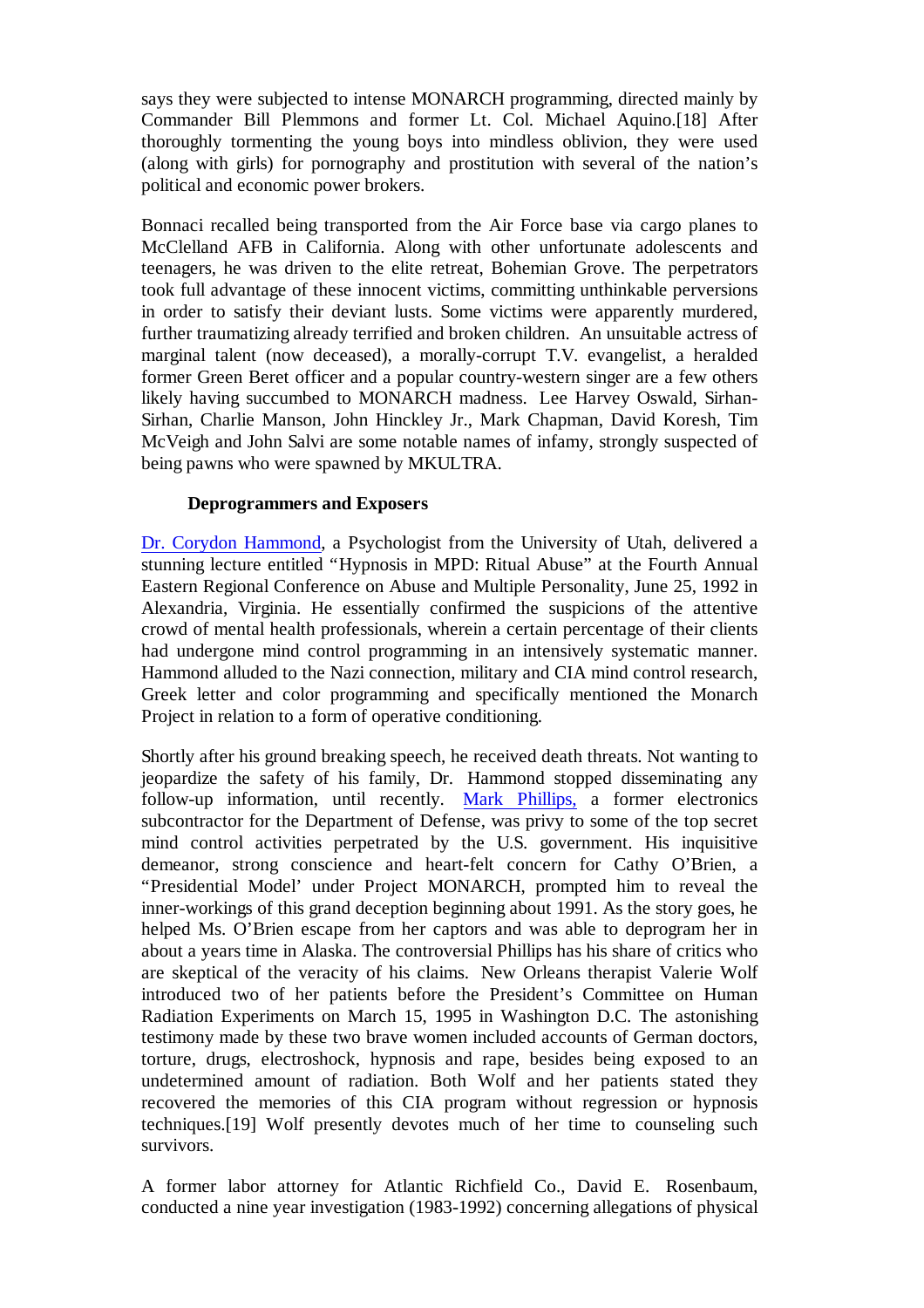says they were subjected to intense MONARCH programming, directed mainly by Commander Bill Plemmons and former Lt. Col. Michael Aquino.[18] After thoroughly tormenting the young boys into mindless oblivion, they were used (along with girls) for pornography and prostitution with several of the nation's political and economic power brokers.

Bonnaci recalled being transported from the Air Force base via cargo planes to McClelland AFB in California. Along with other unfortunate adolescents and teenagers, he was driven to the elite retreat, Bohemian Grove. The perpetrators took full advantage of these innocent victims, committing unthinkable perversions in order to satisfy their deviant lusts. Some victims were apparently murdered, further traumatizing already terrified and broken children. An unsuitable actress of marginal talent (now deceased), a morally-corrupt T.V. evangelist, a heralded former Green Beret officer and a popular country-western singer are a few others likely having succumbed to MONARCH madness. Lee Harvey Oswald, Sirhan-Sirhan, Charlie Manson, John Hinckley Jr., Mark Chapman, David Koresh, Tim McVeigh and John Salvi are some notable names of infamy, strongly suspected of being pawns who were spawned by MKULTRA.

**Deprogrammers and Exposers**

Dr. Corydon Hammond, a Psychologist from the University of Utah, delivered a stunning lecture entitled "Hypnosis in MPD: Ritual Abuse" at the Fourth Annual Eastern Regional Conference on Abuse and Multiple Personality, June 25, 1992 in Alexandria, Virginia. He essentially confirmed the suspicions of the attentive crowd of mental health professionals, wherein a certain percentage of their clients had undergone mind control programming in an intensively systematic manner. Hammond alluded to the Nazi connection, military and CIA mind control research, Greek letter and color programming and specifically mentioned the Monarch Project in relation to a form of operative conditioning.

Shortly after his ground breaking speech, he received death threats. Not wanting to jeopardize the safety of his family, Dr. Hammond stopped disseminating any follow-up information, until recently. Mark Phillips, a former electronics subcontractor for the Department of Defense, was privy to some of the top secret mind control activities perpetrated by the U.S. government. His inquisitive demeanor, strong conscience and heart-felt concern for Cathy O'Brien, a "Presidential Model' under Project MONARCH, prompted him to reveal the inner-workings of this grand deception beginning about 1991. As the story goes, he helped Ms. O'Brien escape from her captors and was able to deprogram her in about a years time in Alaska. The controversial Phillips has his share of critics who are skeptical of the veracity of his claims. New Orleans therapist Valerie Wolf introduced two of her patients before the President's Committee on Human Radiation Experiments on March 15, 1995 in Washington D.C. The astonishing testimony made by these two brave women included accounts of German doctors, torture, drugs, electroshock, hypnosis and rape, besides being exposed to an undetermined amount of radiation. Both Wolf and her patients stated they recovered the memories of this CIA program without regression or hypnosis techniques.[19] Wolf presently devotes much of her time to counseling such survivors.

A former labor attorney for Atlantic Richfield Co., David E. Rosenbaum, conducted a nine year investigation (1983-1992) concerning allegations of physical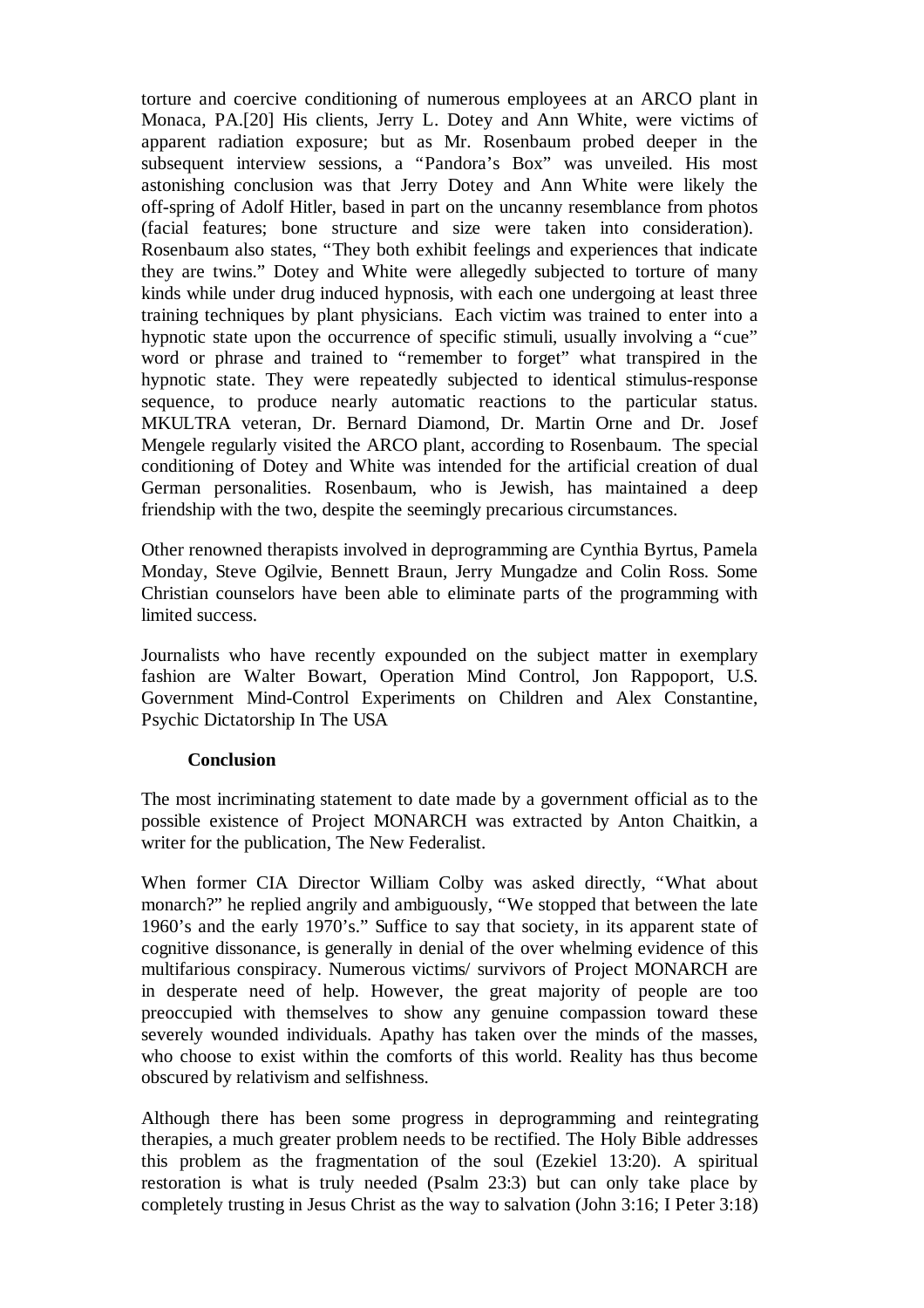torture and coercive conditioning of numerous employees at an ARCO plant in Monaca, PA.[20] His clients, Jerry L. Dotey and Ann White, were victims of apparent radiation exposure; but as Mr. Rosenbaum probed deeper in the subsequent interview sessions, a "Pandora's Box" was unveiled. His most astonishing conclusion was that Jerry Dotey and Ann White were likely the off-spring of Adolf Hitler, based in part on the uncanny resemblance from photos (facial features; bone structure and size were taken into consideration). Rosenbaum also states, "They both exhibit feelings and experiences that indicate they are twins." Dotey and White were allegedly subjected to torture of many kinds while under drug induced hypnosis, with each one undergoing at least three training techniques by plant physicians. Each victim was trained to enter into a hypnotic state upon the occurrence of specific stimuli, usually involving a "cue" word or phrase and trained to "remember to forget" what transpired in the hypnotic state. They were repeatedly subjected to identical stimulus-response sequence, to produce nearly automatic reactions to the particular status. MKULTRA veteran, Dr. Bernard Diamond, Dr. Martin Orne and Dr. Josef Mengele regularly visited the ARCO plant, according to Rosenbaum. The special conditioning of Dotey and White was intended for the artificial creation of dual German personalities. Rosenbaum, who is Jewish, has maintained a deep friendship with the two, despite the seemingly precarious circumstances.

Other renowned therapists involved in deprogramming are Cynthia Byrtus, Pamela Monday, Steve Ogilvie, Bennett Braun, Jerry Mungadze and Colin Ross. Some Christian counselors have been able to eliminate parts of the programming with limited success.

Journalists who have recently expounded on the subject matter in exemplary fashion are Walter Bowart, Operation Mind Control, Jon Rappoport, U.S. Government Mind-Control Experiments on Children and Alex Constantine, Psychic Dictatorship In The USA

**Conclusion**

The most incriminating statement to date made by a government official as to the possible existence of Project MONARCH was extracted by Anton Chaitkin, a writer for the publication, The New Federalist.

When former CIA Director William Colby was asked directly, "What about monarch?" he replied angrily and ambiguously, "We stopped that between the late 1960's and the early 1970's." Suffice to say that society, in its apparent state of cognitive dissonance, is generally in denial of the over whelming evidence of this multifarious conspiracy. Numerous victims/ survivors of Project MONARCH are in desperate need of help. However, the great majority of people are too preoccupied with themselves to show any genuine compassion toward these severely wounded individuals. Apathy has taken over the minds of the masses, who choose to exist within the comforts of this world. Reality has thus become obscured by relativism and selfishness.

Although there has been some progress in deprogramming and reintegrating therapies, a much greater problem needs to be rectified. The Holy Bible addresses this problem as the fragmentation of the soul (Ezekiel 13:20). A spiritual restoration is what is truly needed (Psalm 23:3) but can only take place by completely trusting in Jesus Christ as the way to salvation (John 3:16; I Peter 3:18)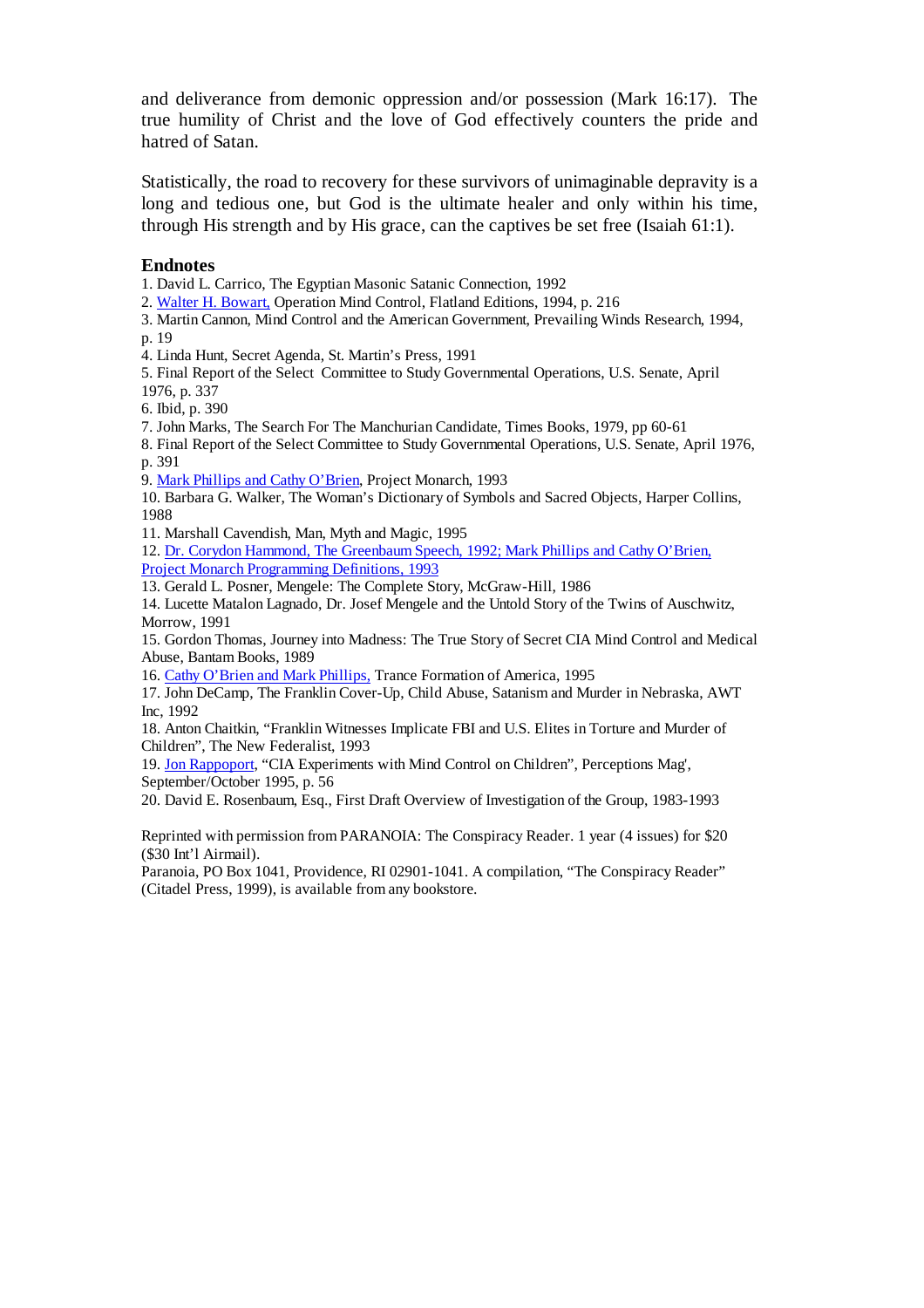and deliverance from demonic oppression and/or possession (Mark 16:17). The true humility of Christ and the love of God effectively counters the pride and hatred of Satan.

Statistically, the road to recovery for these survivors of unimaginable depravity is a long and tedious one, but God is the ultimate healer and only within his time, through His strength and by His grace, can the captives be set free (Isaiah 61:1).

## Endnotes

1. David L. Carrico, The Egyptian Masonic Satanic Connection, 1992
2. Walter H. Bowart, Operation Mind Control, Flatland Editions, 1994, p. 216
3. Martin Cannon, Mind Control and the American Government, Prevailing Winds Research, 1994, p. 19
4. Linda Hunt, Secret Agenda, St. Martin's Press, 1991
5. Final Report of the Select Committee to Study Governmental Operations, U.S. Senate, April 1976, p. 337
6. Ibid, p. 390
7. John Marks, The Search For The Manchurian Candidate, Times Books, 1979, pp 60-61
8. Final Report of the Select Committee to Study Governmental Operations, U.S. Senate, April 1976, p. 391
9. Mark Phillips and Cathy O'Brien, Project Monarch, 1993
10. Barbara G. Walker, The Woman's Dictionary of Symbols and Sacred Objects, Harper Collins, 1988
11. Marshall Cavendish, Man, Myth and Magic, 1995
12. Dr. Corydon Hammond, The Greenbaum Speech, 1992; Mark Phillips and Cathy O'Brien, Project Monarch Programming Definitions, 1993
13. Gerald L. Posner, Mengele: The Complete Story, McGraw-Hill, 1986
14. Lucette Matalon Lagnado, Dr. Josef Mengele and the Untold Story of the Twins of Auschwitz, Morrow, 1991
15. Gordon Thomas, Journey into Madness: The True Story of Secret CIA Mind Control and Medical Abuse, Bantam Books, 1989
16. Cathy O'Brien and Mark Phillips, Trance Formation of America, 1995
17. John DeCamp, The Franklin Cover-Up, Child Abuse, Satanism and Murder in Nebraska, AWT Inc, 1992
18. Anton Chaitkin, "Franklin Witnesses Implicate FBI and U.S. Elites in Torture and Murder of Children", The New Federalist, 1993
19. Jon Rappoport, "CIA Experiments with Mind Control on Children", Perceptions Mag', September/October 1995, p. 56
20. David E. Rosenbaum, Esq., First Draft Overview of Investigation of the Group, 1983-1993

Reprinted with permission from PARANOIA: The Conspiracy Reader. 1 year (4 issues) for $20 ($30 Int'l Airmail).
Paranoia, PO Box 1041, Providence, RI 02901-1041. A compilation, "The Conspiracy Reader" (Citadel Press, 1999), is available from any bookstore.